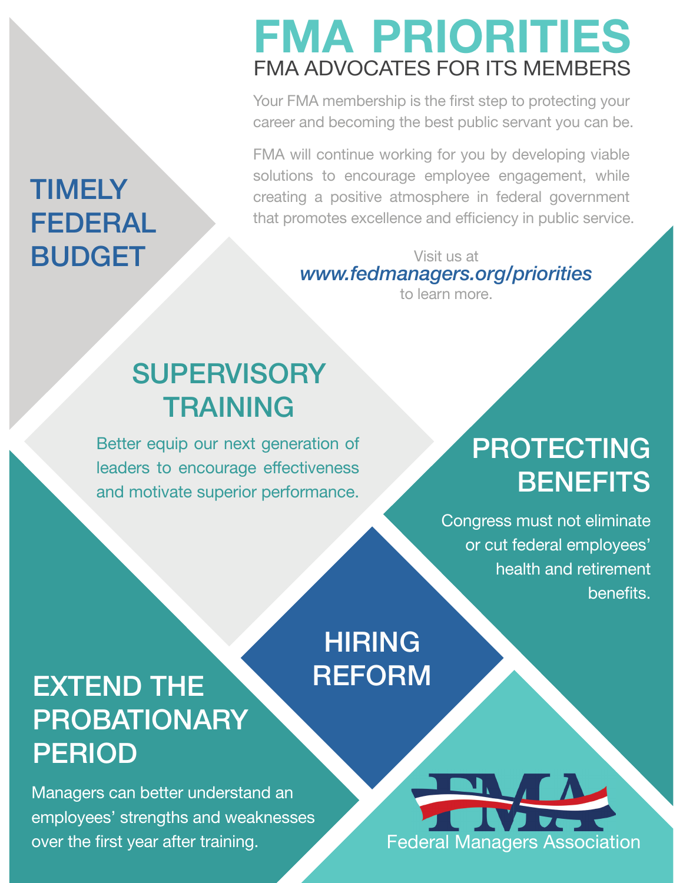# FMA PRIORITIES

## FMA ADVOCATES FOR ITS MEMBERS

Your FMA membership is the first step to protecting your career and becoming the best public servant you can be.

FMA will continue working for you by developing viable solutions to encourage employee engagement, while creating a positive atmosphere in federal government that promotes excellence and efficiency in public service.

Visit us at
***www.fedmanagers.org/priorities***
to learn more.

## TIMELY FEDERAL BUDGET

## SUPERVISORY TRAINING

Better equip our next generation of leaders to encourage effectiveness and motivate superior performance.

## PROTECTING BENEFITS

Congress must not eliminate or cut federal employees' health and retirement benefits.

## HIRING REFORM

## EXTEND THE PROBATIONARY PERIOD

Managers can better understand an employees' strengths and weaknesses over the first year after training.

FMA
Federal Managers Association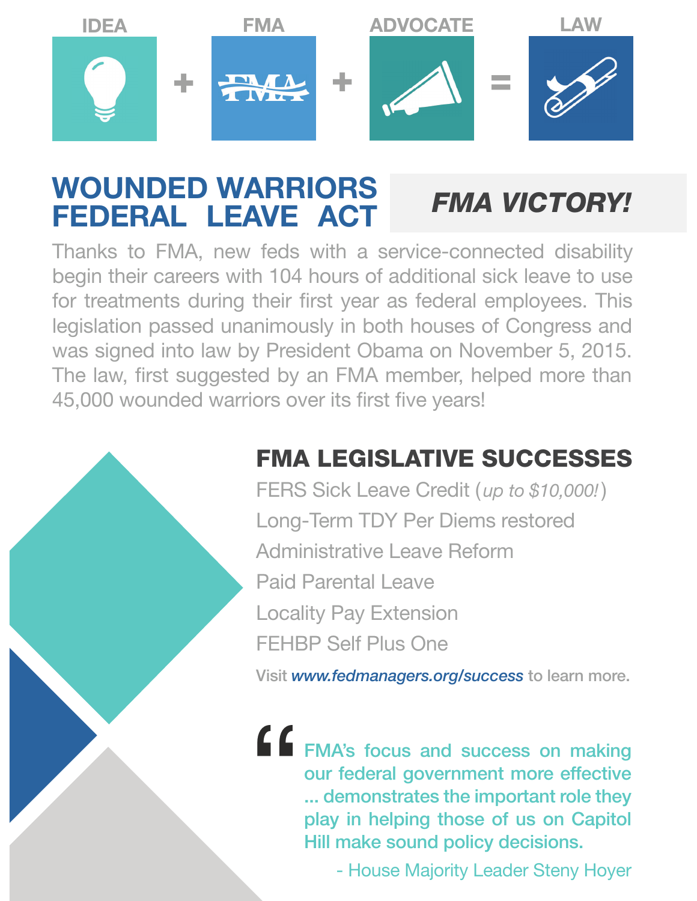IDEA + FMA + ADVOCATE = LAW

# WOUNDED WARRIORS FEDERAL LEAVE ACT

***FMA VICTORY!***

Thanks to FMA, new feds with a service-connected disability begin their careers with 104 hours of additional sick leave to use for treatments during their first year as federal employees. This legislation passed unanimously in both houses of Congress and was signed into law by President Obama on November 5, 2015. The law, first suggested by an FMA member, helped more than 45,000 wounded warriors over its first five years!

## FMA LEGISLATIVE SUCCESSES

- FERS Sick Leave Credit (*up to $10,000!*)
- Long-Term TDY Per Diems restored
- Administrative Leave Reform
- Paid Parental Leave
- Locality Pay Extension
- FEHBP Self Plus One

Visit *www.fedmanagers.org/success* to learn more.

> "FMA's focus and success on making our federal government more effective ... demonstrates the important role they play in helping those of us on Capitol Hill make sound policy decisions.
>
> \- House Majority Leader Steny Hoyer